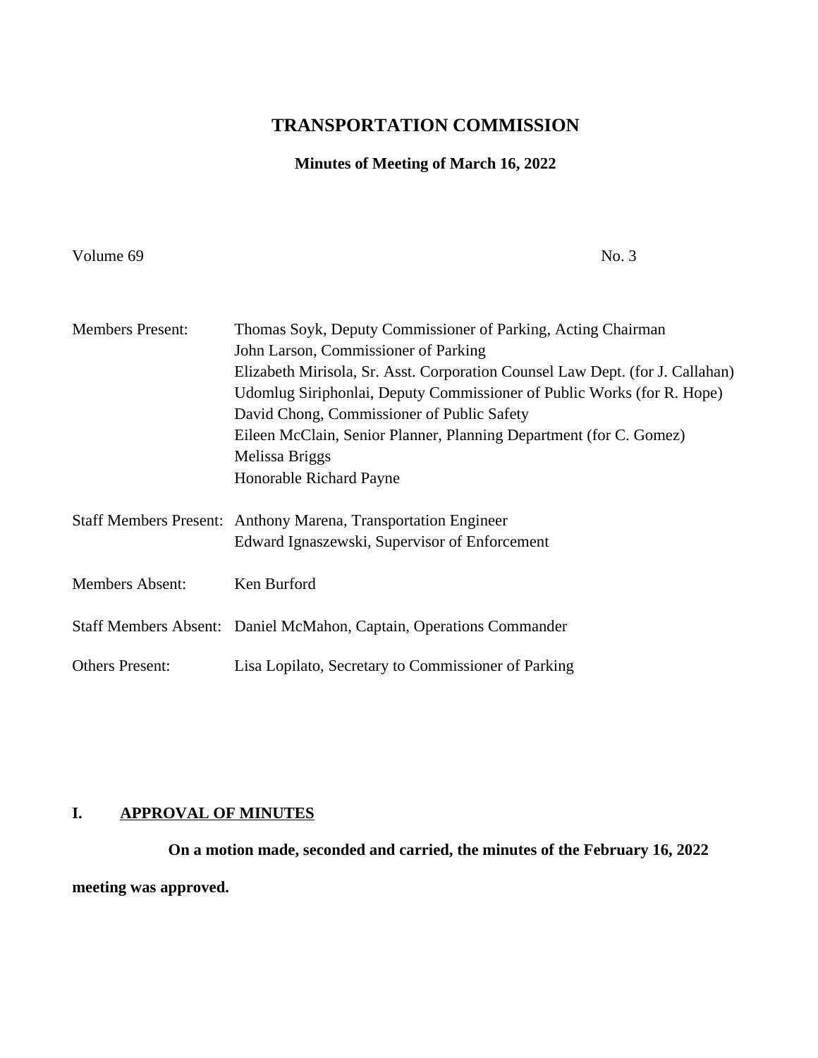# TRANSPORTATION COMMISSION

## Minutes of Meeting of March 16, 2022

Volume 69 No. 3

| | |
|---|---|
| Members Present: | Thomas Soyk, Deputy Commissioner of Parking, Acting Chairman<br>John Larson, Commissioner of Parking<br>Elizabeth Mirisola, Sr. Asst. Corporation Counsel Law Dept. (for J. Callahan)<br>Udomlug Siriphonlai, Deputy Commissioner of Public Works (for R. Hope)<br>David Chong, Commissioner of Public Safety<br>Eileen McClain, Senior Planner, Planning Department (for C. Gomez)<br>Melissa Briggs<br>Honorable Richard Payne |
| Staff Members Present: | Anthony Marena, Transportation Engineer<br>Edward Ignaszewski, Supervisor of Enforcement |
| Members Absent: | Ken Burford |
| Staff Members Absent: | Daniel McMahon, Captain, Operations Commander |
| Others Present: | Lisa Lopilato, Secretary to Commissioner of Parking |

## I. APPROVAL OF MINUTES

**On a motion made, seconded and carried, the minutes of the February 16, 2022 meeting was approved.**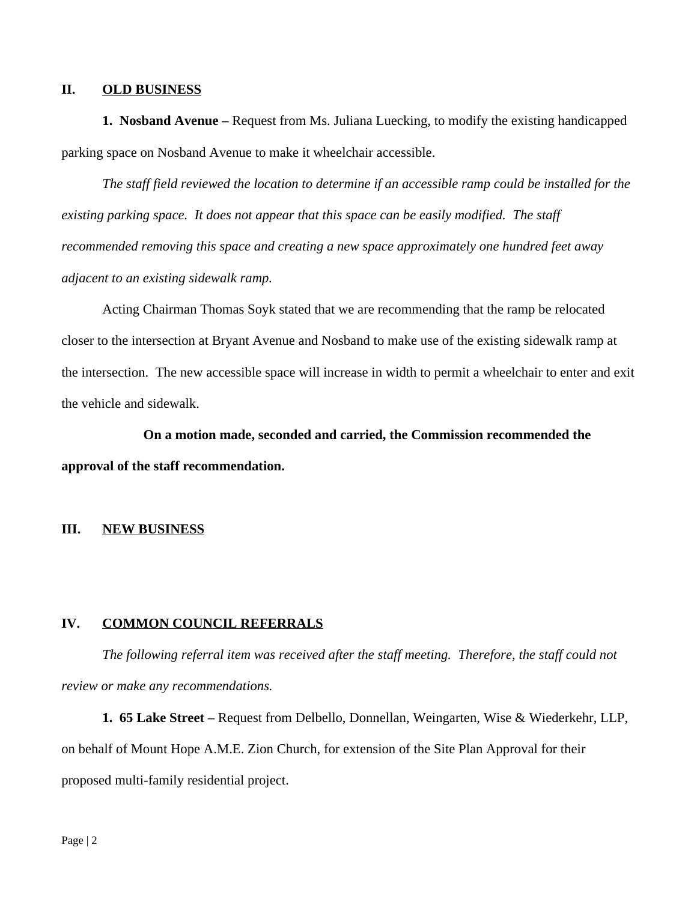## II. OLD BUSINESS

**1. Nosband Avenue –** Request from Ms. Juliana Luecking, to modify the existing handicapped parking space on Nosband Avenue to make it wheelchair accessible.

*The staff field reviewed the location to determine if an accessible ramp could be installed for the existing parking space. It does not appear that this space can be easily modified. The staff recommended removing this space and creating a new space approximately one hundred feet away adjacent to an existing sidewalk ramp.*

Acting Chairman Thomas Soyk stated that we are recommending that the ramp be relocated closer to the intersection at Bryant Avenue and Nosband to make use of the existing sidewalk ramp at the intersection. The new accessible space will increase in width to permit a wheelchair to enter and exit the vehicle and sidewalk.

**On a motion made, seconded and carried, the Commission recommended the approval of the staff recommendation.**

## III. NEW BUSINESS

## IV. COMMON COUNCIL REFERRALS

*The following referral item was received after the staff meeting. Therefore, the staff could not review or make any recommendations.*

**1. 65 Lake Street –** Request from Delbello, Donnellan, Weingarten, Wise & Wiederkehr, LLP, on behalf of Mount Hope A.M.E. Zion Church, for extension of the Site Plan Approval for their proposed multi-family residential project.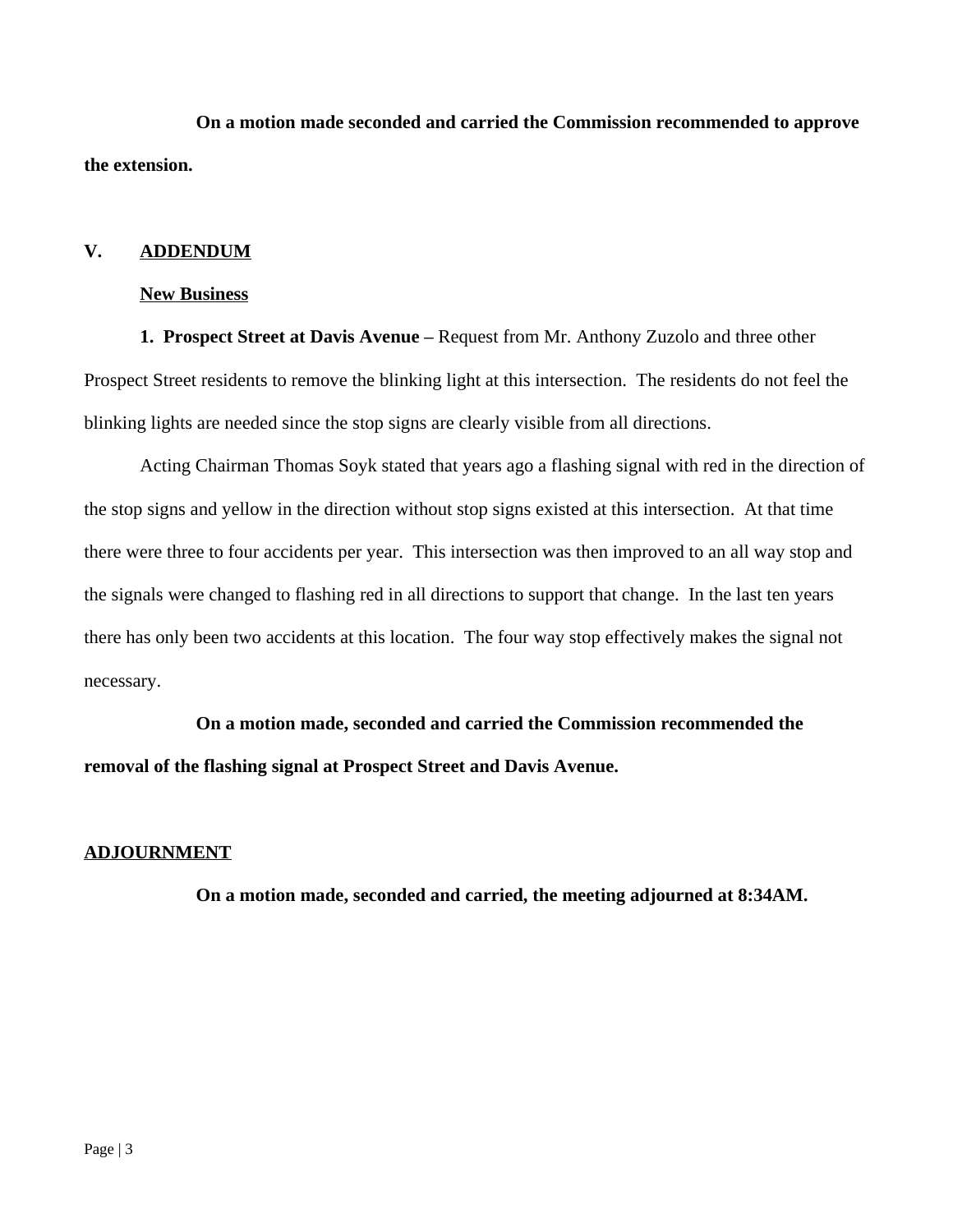**On a motion made seconded and carried the Commission recommended to approve the extension.**

## V. ADDENDUM

### New Business

**1. Prospect Street at Davis Avenue –** Request from Mr. Anthony Zuzolo and three other Prospect Street residents to remove the blinking light at this intersection. The residents do not feel the blinking lights are needed since the stop signs are clearly visible from all directions.

Acting Chairman Thomas Soyk stated that years ago a flashing signal with red in the direction of the stop signs and yellow in the direction without stop signs existed at this intersection. At that time there were three to four accidents per year. This intersection was then improved to an all way stop and the signals were changed to flashing red in all directions to support that change. In the last ten years there has only been two accidents at this location. The four way stop effectively makes the signal not necessary.

**On a motion made, seconded and carried the Commission recommended the removal of the flashing signal at Prospect Street and Davis Avenue.**

## ADJOURNMENT

**On a motion made, seconded and carried, the meeting adjourned at 8:34AM.**